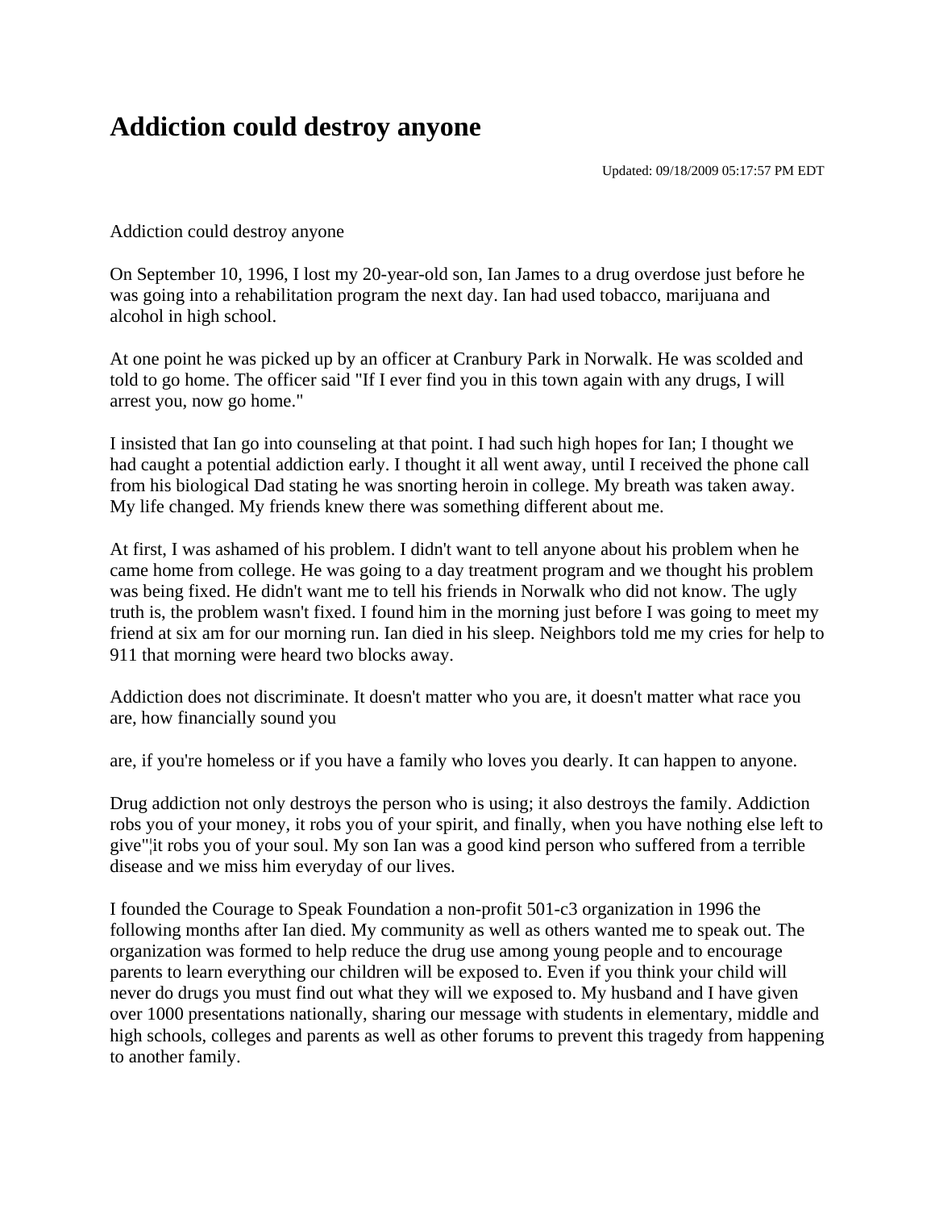# Addiction could destroy anyone

Updated: 09/18/2009 05:17:57 PM EDT

Addiction could destroy anyone

On September 10, 1996, I lost my 20-year-old son, Ian James to a drug overdose just before he was going into a rehabilitation program the next day. Ian had used tobacco, marijuana and alcohol in high school.

At one point he was picked up by an officer at Cranbury Park in Norwalk. He was scolded and told to go home. The officer said "If I ever find you in this town again with any drugs, I will arrest you, now go home."

I insisted that Ian go into counseling at that point. I had such high hopes for Ian; I thought we had caught a potential addiction early. I thought it all went away, until I received the phone call from his biological Dad stating he was snorting heroin in college. My breath was taken away. My life changed. My friends knew there was something different about me.

At first, I was ashamed of his problem. I didn't want to tell anyone about his problem when he came home from college. He was going to a day treatment program and we thought his problem was being fixed. He didn't want me to tell his friends in Norwalk who did not know. The ugly truth is, the problem wasn't fixed. I found him in the morning just before I was going to meet my friend at six am for our morning run. Ian died in his sleep. Neighbors told me my cries for help to 911 that morning were heard two blocks away.

Addiction does not discriminate. It doesn't matter who you are, it doesn't matter what race you are, how financially sound you

are, if you're homeless or if you have a family who loves you dearly. It can happen to anyone.

Drug addiction not only destroys the person who is using; it also destroys the family. Addiction robs you of your money, it robs you of your spirit, and finally, when you have nothing else left to give"¦it robs you of your soul. My son Ian was a good kind person who suffered from a terrible disease and we miss him everyday of our lives.

I founded the Courage to Speak Foundation a non-profit 501-c3 organization in 1996 the following months after Ian died. My community as well as others wanted me to speak out. The organization was formed to help reduce the drug use among young people and to encourage parents to learn everything our children will be exposed to. Even if you think your child will never do drugs you must find out what they will we exposed to. My husband and I have given over 1000 presentations nationally, sharing our message with students in elementary, middle and high schools, colleges and parents as well as other forums to prevent this tragedy from happening to another family.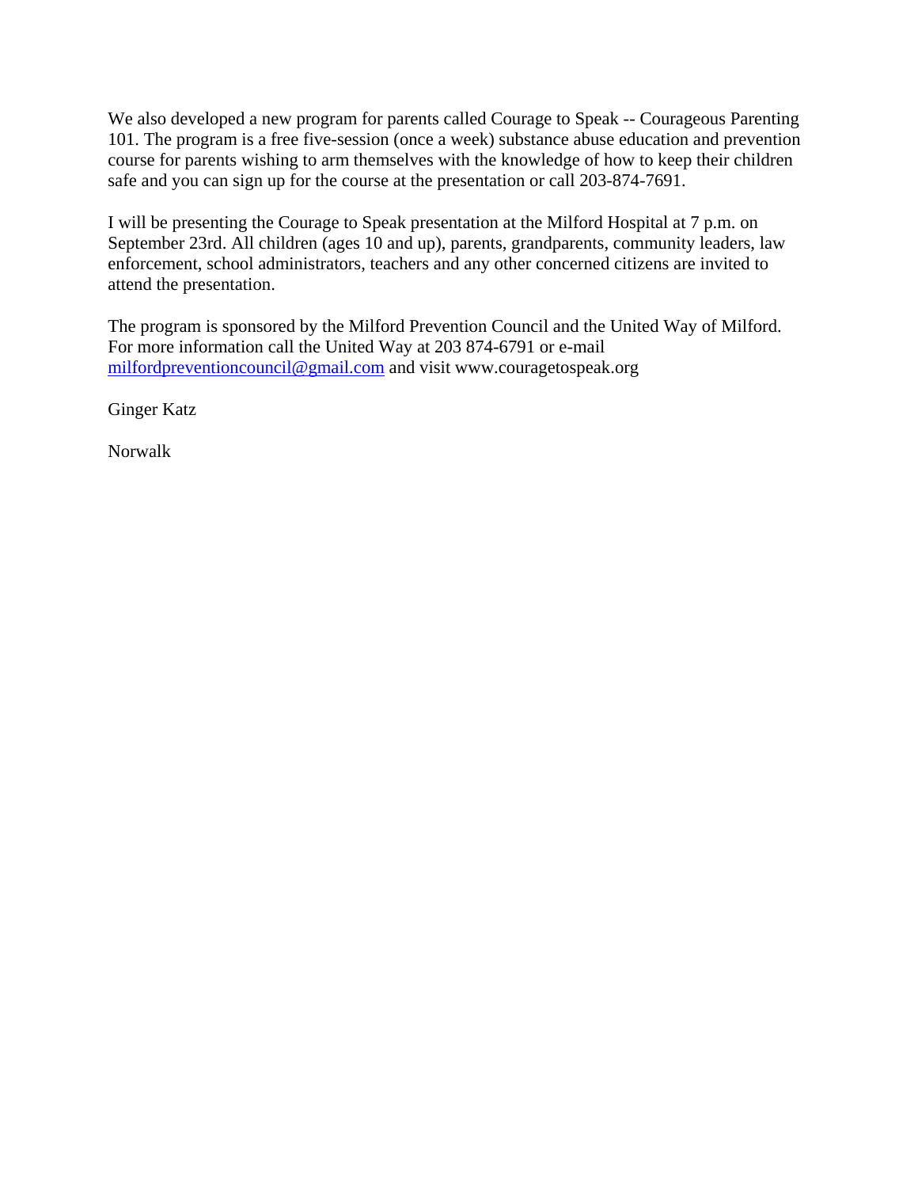We also developed a new program for parents called Courage to Speak -- Courageous Parenting 101. The program is a free five-session (once a week) substance abuse education and prevention course for parents wishing to arm themselves with the knowledge of how to keep their children safe and you can sign up for the course at the presentation or call 203-874-7691.

I will be presenting the Courage to Speak presentation at the Milford Hospital at 7 p.m. on September 23rd. All children (ages 10 and up), parents, grandparents, community leaders, law enforcement, school administrators, teachers and any other concerned citizens are invited to attend the presentation.

The program is sponsored by the Milford Prevention Council and the United Way of Milford. For more information call the United Way at 203 874-6791 or e-mail milfordpreventioncouncil@gmail.com and visit www.couragetospeak.org

Ginger Katz

Norwalk